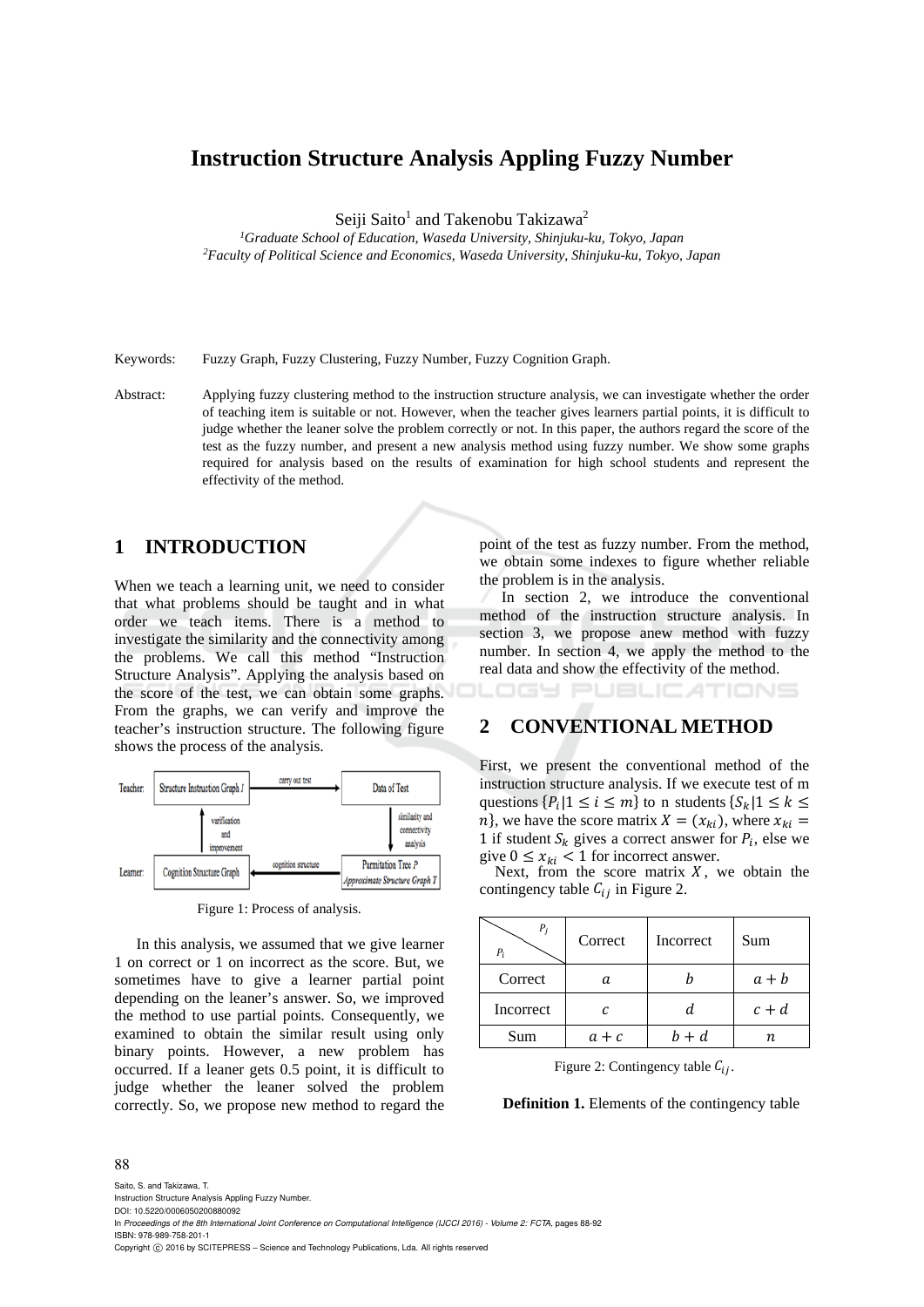# Instruction Structure Analysis Appling Fuzzy Number

Seiji Saito[1] and Takenobu Takizawa[2]

[1]*Graduate School of Education, Waseda University, Shinjuku-ku, Tokyo, Japan*
[2]*Faculty of Political Science and Economics, Waseda University, Shinjuku-ku, Tokyo, Japan*

Keywords: Fuzzy Graph, Fuzzy Clustering, Fuzzy Number, Fuzzy Cognition Graph.

Abstract: Applying fuzzy clustering method to the instruction structure analysis, we can investigate whether the order of teaching item is suitable or not. However, when the teacher gives learners partial points, it is difficult to judge whether the leaner solve the problem correctly or not. In this paper, the authors regard the score of the test as the fuzzy number, and present a new analysis method using fuzzy number. We show some graphs required for analysis based on the results of examination for high school students and represent the effectivity of the method.

## 1 INTRODUCTION

When we teach a learning unit, we need to consider that what problems should be taught and in what order we teach items. There is a method to investigate the similarity and the connectivity among the problems. We call this method "Instruction Structure Analysis". Applying the analysis based on the score of the test, we can obtain some graphs. From the graphs, we can verify and improve the teacher's instruction structure. The following figure shows the process of the analysis.

Teacher: Structure Instruction Graph $I$ → (carry out test) → Data of Test → (similarity and connectivity analysis) → Parmitation Tree $P$ / Approximate Structure Graph $T$ → (cognition structure) → Learner: Cognition Structure Graph → (verification and improvement) → Structure Instruction Graph $I$

Figure 1: Process of analysis.

In this analysis, we assumed that we give learner 1 on correct or 1 on incorrect as the score. But, we sometimes have to give a learner partial point depending on the leaner's answer. So, we improved the method to use partial points. Consequently, we examined to obtain the similar result using only binary points. However, a new problem has occurred. If a leaner gets 0.5 point, it is difficult to judge whether the leaner solved the problem correctly. So, we propose new method to regard the point of the test as fuzzy number. From the method, we obtain some indexes to figure whether reliable the problem is in the analysis.

In section 2, we introduce the conventional method of the instruction structure analysis. In section 3, we propose anew method with fuzzy number. In section 4, we apply the method to the real data and show the effectivity of the method.

## 2 CONVENTIONAL METHOD

First, we present the conventional method of the instruction structure analysis. If we execute test of m questions $\{P_i | 1 \le i \le m\}$ to n students $\{S_k | 1 \le k \le n\}$, we have the score matrix $X = (x_{ki})$, where $x_{ki} = 1$ if student $S_k$ gives a correct answer for $P_i$, else we give $0 \le x_{ki} < 1$ for incorrect answer.

Next, from the score matrix $X$, we obtain the contingency table $C_{ij}$ in Figure 2.

| $P_i$ \ $P_j$ | Correct | Incorrect | Sum |
|---|---|---|---|
| Correct | $a$ | $b$ | $a+b$ |
| Incorrect | $c$ | $d$ | $c+d$ |
| Sum | $a+c$ | $b+d$ | $n$ |

Figure 2: Contingency table $C_{ij}$.

**Definition 1.** Elements of the contingency table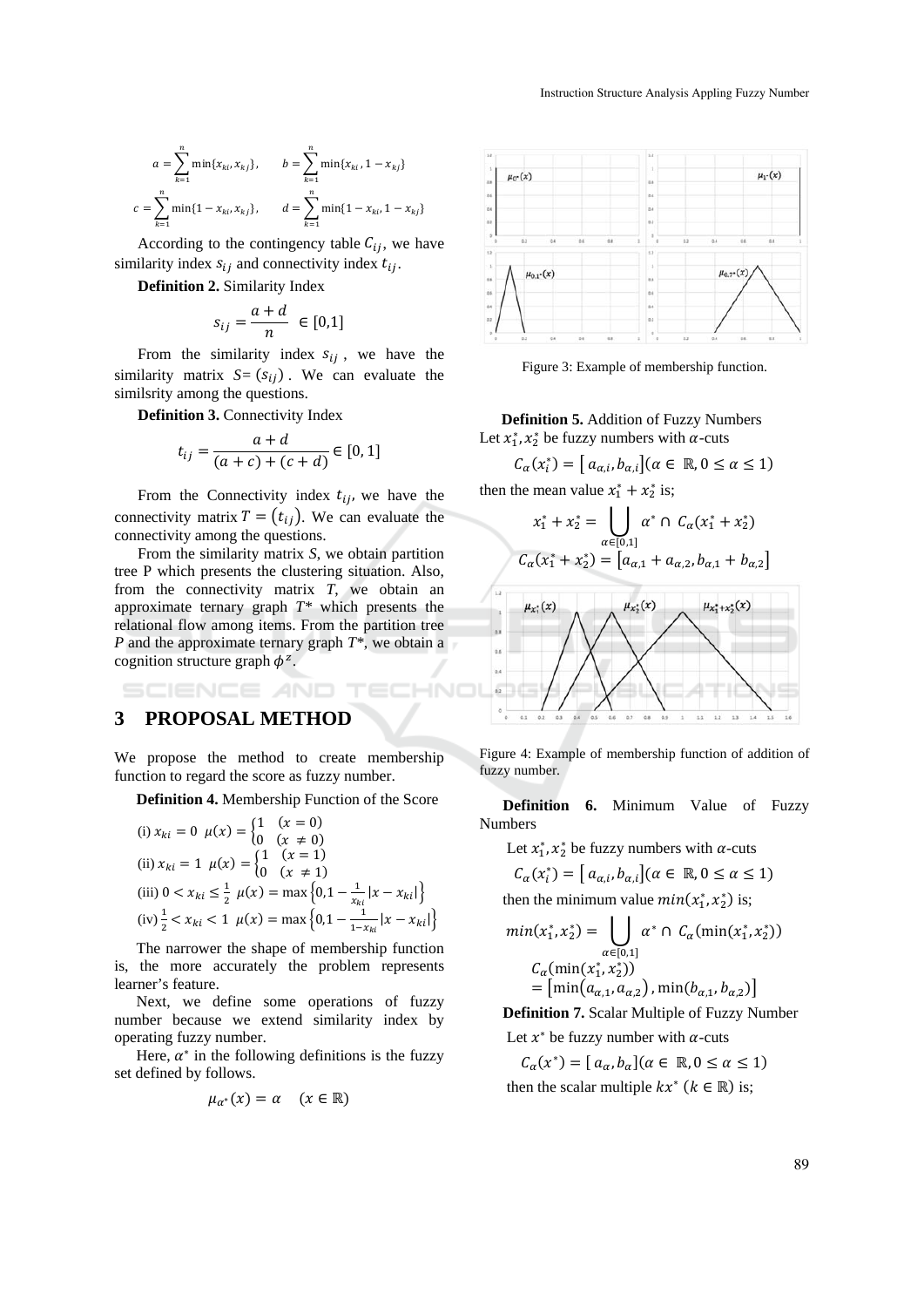$$a = \sum_{k=1}^{n} \min\{x_{ki}, x_{kj}\}, \qquad b = \sum_{k=1}^{n} \min\{x_{ki}, 1 - x_{kj}\}$$

$$c = \sum_{k=1}^{n} \min\{1 - x_{ki}, x_{kj}\}, \qquad d = \sum_{k=1}^{n} \min\{1 - x_{ki}, 1 - x_{kj}\}$$

According to the contingency table $C_{ij}$, we have similarity index $s_{ij}$ and connectivity index $t_{ij}$.

**Definition 2.** Similarity Index

$$s_{ij} = \frac{a + d}{n} \in [0,1]$$

From the similarity index $s_{ij}$, we have the similarity matrix $S = (s_{ij})$. We can evaluate the similsrity among the questions.

**Definition 3.** Connectivity Index

$$t_{ij} = \frac{a + d}{(a + c) + (c + d)} \in [0, 1]$$

From the Connectivity index $t_{ij}$, we have the connectivity matrix $T = (t_{ij})$. We can evaluate the connectivity among the questions.

From the similarity matrix *S*, we obtain partition tree P which presents the clustering situation. Also, from the connectivity matrix *T*, we obtain an approximate ternary graph *T\** which presents the relational flow among items. From the partition tree *P* and the approximate ternary graph *T\**, we obtain a cognition structure graph $\phi^z$.

## 3 PROPOSAL METHOD

We propose the method to create membership function to regard the score as fuzzy number.

**Definition 4.** Membership Function of the Score

(i) $x_{ki} = 0 \;\; \mu(x) = \begin{cases} 1 & (x = 0) \\ 0 & (x \neq 0) \end{cases}$

(ii) $x_{ki} = 1 \;\; \mu(x) = \begin{cases} 1 & (x = 1) \\ 0 & (x \neq 1) \end{cases}$

(iii) $0 < x_{ki} \leq \frac{1}{2} \;\; \mu(x) = \max\left\{0, 1 - \frac{1}{x_{ki}}|x - x_{ki}|\right\}$

(iv) $\frac{1}{2} < x_{ki} < 1 \;\; \mu(x) = \max\left\{0, 1 - \frac{1}{1 - x_{ki}}|x - x_{ki}|\right\}$

The narrower the shape of membership function is, the more accurately the problem represents learner's feature.

Next, we define some operations of fuzzy number because we extend similarity index by operating fuzzy number.

Here, $\alpha^*$ in the following definitions is the fuzzy set defined by follows.

$$\mu_{\alpha^*}(x) = \alpha \quad (x \in \mathbb{R})$$

Figure 3: Example of membership function.

**Definition 5.** Addition of Fuzzy Numbers

Let $x_1^*, x_2^*$ be fuzzy numbers with $\alpha$-cuts

$$C_\alpha(x_i^*) = [\, a_{\alpha,i}, b_{\alpha,i}](\alpha \in \mathbb{R}, 0 \leq \alpha \leq 1)$$

then the mean value $x_1^* + x_2^*$ is;

$$x_1^* + x_2^* = \bigcup_{\alpha \in [0,1]} \alpha^* \cap C_\alpha(x_1^* + x_2^*)$$

$$C_\alpha(x_1^* + x_2^*) = [a_{\alpha,1} + a_{\alpha,2}, b_{\alpha,1} + b_{\alpha,2}]$$

Figure 4: Example of membership function of addition of fuzzy number.

**Definition 6.** Minimum Value of Fuzzy Numbers

Let $x_1^*, x_2^*$ be fuzzy numbers with $\alpha$-cuts

$$C_\alpha(x_i^*) = [\, a_{\alpha,i}, b_{\alpha,i}](\alpha \in \mathbb{R}, 0 \leq \alpha \leq 1)$$

then the minimum value $min(x_1^*, x_2^*)$ is;

$$min(x_1^*, x_2^*) = \bigcup_{\alpha \in [0,1]} \alpha^* \cap C_\alpha(\min(x_1^*, x_2^*))$$

$$C_\alpha(\min(x_1^*, x_2^*)) = [\min(a_{\alpha,1}, a_{\alpha,2}), \min(b_{\alpha,1}, b_{\alpha,2})]$$

**Definition 7.** Scalar Multiple of Fuzzy Number

Let $x^*$ be fuzzy number with $\alpha$-cuts

$$C_\alpha(x^*) = [\, a_\alpha, b_\alpha](\alpha \in \mathbb{R}, 0 \leq \alpha \leq 1)$$

then the scalar multiple $kx^*$ $(k \in \mathbb{R})$ is;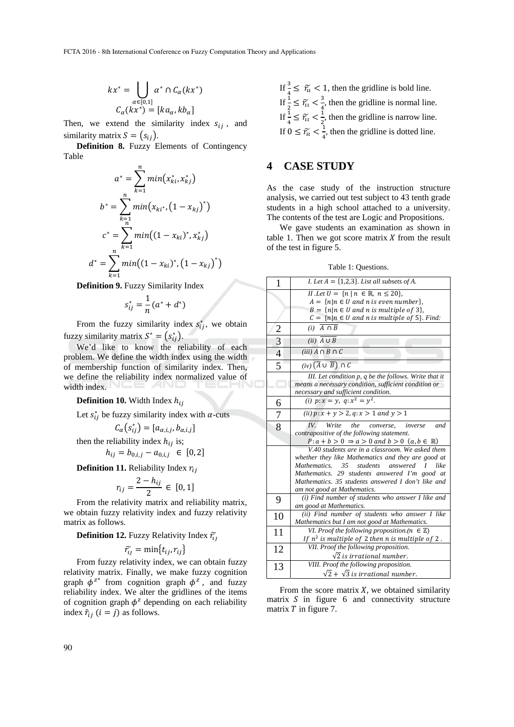$$kx^* = \bigcup_{\alpha \in [0,1]} \alpha^* \cap C_\alpha(kx^*)$$
$$C_\alpha(kx^*) = [ka_\alpha, kb_\alpha]$$

Then, we extend the similarity index $s_{ij}$, and similarity matrix $S = (s_{ij})$.

**Definition 8.** Fuzzy Elements of Contingency Table

$$a^* = \sum_{k=1}^{n} min(x^*_{ki}, x^*_{kj})$$
$$b^* = \sum_{k=1}^{n} min(x_{ki^*}, (1 - x_{kj})^*)$$
$$c^* = \sum_{k=1}^{n} min((1 - x_{ki})^*, x^*_{kj})$$
$$d^* = \sum_{k=1}^{n} min((1 - x_{ki})^*, (1 - x_{kj})^*)$$

**Definition 9.** Fuzzy Similarity Index

$$s^*_{ij} = \frac{1}{n}(a^* + d^*)$$

From the fuzzy similarity index $s^*_{ij}$, we obtain fuzzy similarity matrix $S^* = (s^*_{ij})$.

We'd like to know the reliability of each problem. We define the width index using the width of membership function of similarity index. Then, we define the reliability index normalized value of width index.

**Definition 10.** Width Index $h_{ij}$

Let $s^*_{ij}$ be fuzzy similarity index with $\alpha$-cuts

$$C_\alpha(s^*_{ij}) = [a_{\alpha,i,j}, b_{\alpha,i,j}]$$

then the reliability index $h_{ij}$ is;

$$h_{ij} = b_{0,i,j} - a_{0,i,j} \ \in \ [0,2]$$

**Definition 11.** Reliability Index $r_{ij}$

$$r_{ij} = \frac{2 - h_{ij}}{2} \in \ [0,1]$$

From the relativity matrix and reliability matrix, we obtain fuzzy relativity index and fuzzy relativity matrix as follows.

**Definition 12.** Fuzzy Relativity Index $\widetilde{r_{ij}}$

$$\widetilde{r_{ij}} = \min\{t_{ij}, r_{ij}\}$$

From fuzzy relativity index, we can obtain fuzzy relativity matrix. Finally, we make fuzzy cognition graph $\phi^{z^*}$ from cognition graph $\phi^z$, and fuzzy reliability index. We alter the gridlines of the items of cognition graph $\phi^z$ depending on each reliability index $\tilde{r}_{ij}$ $(i = j)$ as follows.

If $\frac{3}{4} \leq \widetilde{r_{ii}} < 1$, then the gridline is bold line.
If $\frac{1}{2} \leq \widetilde{r_{ii}} < \frac{3}{4}$, then the gridline is normal line.
If $\frac{1}{4} \leq \widetilde{r_{ii}} < \frac{1}{2}$, then the gridline is narrow line.
If $0 \leq \widetilde{r_{ii}} < \frac{1}{4}$, then the gridline is dotted line.

## 4 CASE STUDY

As the case study of the instruction structure analysis, we carried out test subject to 43 tenth grade students in a high school attached to a university. The contents of the test are Logic and Propositions.

We gave students an examination as shown in table 1. Then we got score matrix $X$ from the result of the test in figure 5.

Table 1: Questions.

| | |
|---|---|
| 1 | *I. Let $A = \{1,2,3\}$. List all subsets of A.* |
| | *II. Let $U = \{n \mid n \in \mathbb{R},\ n \leq 20\}$, $A = \{n \mid n \in U$ and $n$ is even number$\}$, $B = \{n \mid n \in U$ and $n$ is multiple of $3\}$, $C = \{n \mid n \in U$ and $n$ is multiple of $5\}$. Find:* |
| 2 | *(i)* $\overline{A \cap B}$ |
| 3 | *(ii)* $\overline{A \cup B}$ |
| 4 | *(iii)* $A \cap B \cap C$ |
| 5 | *(iv)* $(\overline{A} \cup \overline{B}) \cap C$ |
| | *III. Let condition p, q be the follows. Write that it means a necessary condition, sufficient condition or necessary and sufficient condition.* |
| 6 | *(i)* $p: x = y,\ q: x^2 = y^2$. |
| 7 | *(ii)* $p: x + y > 2,\ q: x > 1$ and $y > 1$ |
| 8 | *IV. Write the converse, inverse and contrapositive of the following statement.* $P: a + b > 0 \Rightarrow a > 0$ and $b > 0$ $(a, b \in \mathbb{R})$ |
| | *V. 40 students are in a classroom. We asked them whether they like Mathematics and they are good at Mathematics. 35 students answered I like Mathematics. 29 students answered I'm good at Mathematics. 35 students answered I don't like and am not good at Mathematics.* |
| 9 | *(i) Find number of students who answer I like and am good at Mathematics.* |
| 10 | *(ii) Find number of students who answer I like Mathematics but I am not good at Mathematics.* |
| 11 | *VI. Proof the following proposition.($n \in \mathbb{Z}$)* *If $n^2$ is multiple of 2 then n is multiple of 2.* |
| 12 | *VII. Proof the following proposition.* $\sqrt{2}$ *is irrational number.* |
| 13 | *VIII. Proof the following proposition.* $\sqrt{2} + \sqrt{3}$ *is irrational number.* |

From the score matrix $X$, we obtained similarity matrix $S$ in figure 6 and connectivity structure matrix $T$ in figure 7.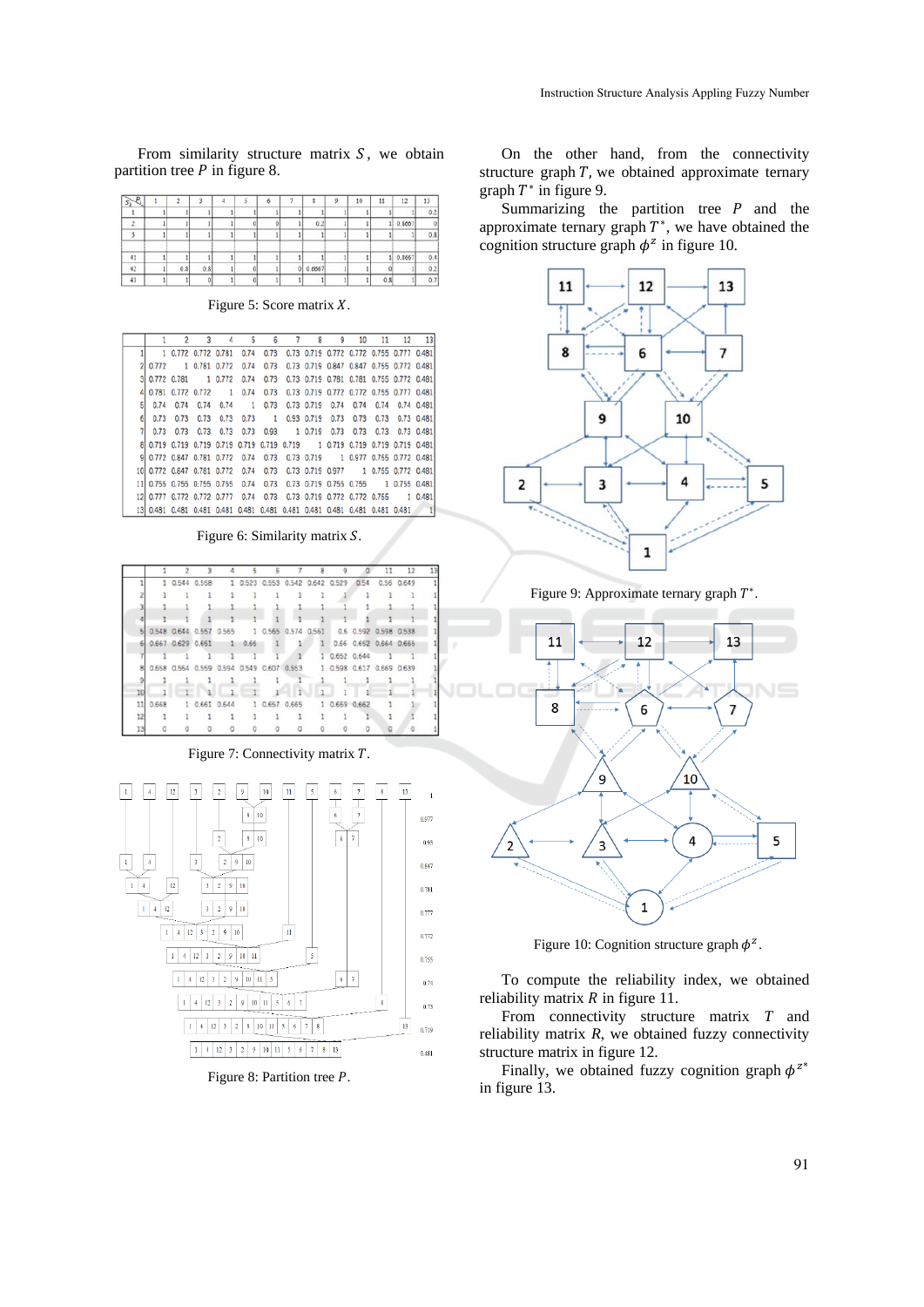From similarity structure matrix $S$, we obtain partition tree $P$ in figure 8.

| $S_j$ \ $P_i$ | 1 | 2 | 3 | 4 | 5 | 6 | 7 | 8 | 9 | 10 | 11 | 12 | 13 |
|---|---|---|---|---|---|---|---|---|---|---|---|---|---|
| 1 | 1 | 1 | 1 | 1 | 1 | 1 | 1 | 1 | 1 | 1 | 1 | 1 | 0.2 |
| 2 | 1 | 1 | 1 | 1 | 0 | 0 | 1 | 0.2 | 1 | 1 | 1 | 0.8667 | 0 |
| 3 | 1 | 1 | 1 | 1 | 1 | 1 | 1 | 1 | 1 | 1 | 1 | 1 | 0.8 |
| ⋮ | | | | | | | | | | | | | |
| 41 | 1 | 1 | 1 | 1 | 1 | 1 | 1 | 1 | 1 | 1 | 1 | 0.8667 | 0.4 |
| 42 | 1 | 0.8 | 0.8 | 1 | 0 | 1 | 0 | 0.6667 | 1 | 1 | 0 | 1 | 0.2 |
| 43 | 1 | 1 | 0 | 1 | 0 | 1 | 1 | 1 | 1 | 1 | 0.8 | 1 | 0.7 |

Figure 5: Score matrix $X$.

| | 1 | 2 | 3 | 4 | 5 | 6 | 7 | 8 | 9 | 10 | 11 | 12 | 13 |
|---|---|---|---|---|---|---|---|---|---|---|---|---|---|
| 1 | 1 | 0.772 | 0.772 | 0.781 | 0.74 | 0.73 | 0.73 | 0.719 | 0.772 | 0.772 | 0.755 | 0.777 | 0.481 |
| 2 | 0.772 | 1 | 0.781 | 0.772 | 0.74 | 0.73 | 0.73 | 0.719 | 0.847 | 0.847 | 0.755 | 0.772 | 0.481 |
| 3 | 0.772 | 0.781 | 1 | 0.772 | 0.74 | 0.73 | 0.73 | 0.719 | 0.781 | 0.781 | 0.755 | 0.772 | 0.481 |
| 4 | 0.781 | 0.772 | 0.772 | 1 | 0.74 | 0.73 | 0.73 | 0.719 | 0.772 | 0.772 | 0.755 | 0.777 | 0.481 |
| 5 | 0.74 | 0.74 | 0.74 | 0.74 | 1 | 0.73 | 0.73 | 0.719 | 0.74 | 0.74 | 0.74 | 0.74 | 0.481 |
| 6 | 0.73 | 0.73 | 0.73 | 0.73 | 0.73 | 1 | 0.93 | 0.719 | 0.73 | 0.73 | 0.73 | 0.73 | 0.481 |
| 7 | 0.73 | 0.73 | 0.73 | 0.73 | 0.73 | 0.93 | 1 | 0.719 | 0.73 | 0.73 | 0.73 | 0.73 | 0.481 |
| 8 | 0.719 | 0.719 | 0.719 | 0.719 | 0.719 | 0.719 | 0.719 | 1 | 0.719 | 0.719 | 0.719 | 0.719 | 0.481 |
| 9 | 0.772 | 0.847 | 0.781 | 0.772 | 0.74 | 0.73 | 0.73 | 0.719 | 1 | 0.977 | 0.755 | 0.772 | 0.481 |
| 10 | 0.772 | 0.847 | 0.781 | 0.772 | 0.74 | 0.73 | 0.73 | 0.719 | 0.977 | 1 | 0.755 | 0.772 | 0.481 |
| 11 | 0.755 | 0.755 | 0.755 | 0.755 | 0.74 | 0.73 | 0.73 | 0.719 | 0.755 | 0.755 | 1 | 0.755 | 0.481 |
| 12 | 0.777 | 0.772 | 0.772 | 0.777 | 0.74 | 0.73 | 0.73 | 0.719 | 0.772 | 0.772 | 0.755 | 1 | 0.481 |
| 13 | 0.481 | 0.481 | 0.481 | 0.481 | 0.481 | 0.481 | 0.481 | 0.481 | 0.481 | 0.481 | 0.481 | 0.481 | 1 |

Figure 6: Similarity matrix $S$.

| | 1 | 2 | 3 | 4 | 5 | 6 | 7 | 8 | 9 | 10 | 11 | 12 | 13 |
|---|---|---|---|---|---|---|---|---|---|---|---|---|---|
| 1 | 1 | 0.544 | 0.558 | 1 | 0.523 | 0.553 | 0.542 | 0.642 | 0.529 | 0.54 | 0.56 | 0.649 | 1 |
| 2 | 1 | 1 | 1 | 1 | 1 | 1 | 1 | 1 | 1 | 1 | 1 | 1 | 1 |
| 3 | 1 | 1 | 1 | 1 | 1 | 1 | 1 | 1 | 1 | 1 | 1 | 1 | 1 |
| 4 | 1 | 1 | 1 | 1 | 1 | 1 | 1 | 1 | 1 | 1 | 1 | 1 | 1 |
| 5 | 0.548 | 0.644 | 0.557 | 0.565 | 1 | 0.565 | 0.574 | 0.561 | 0.6 | 0.592 | 0.598 | 0.538 | 1 |
| 6 | 0.667 | 0.629 | 0.651 | 1 | 0.65 | 1 | 1 | 1 | 0.66 | 0.652 | 0.664 | 0.665 | 1 |
| 7 | 1 | 1 | 1 | 1 | 1 | 1 | 1 | 1 | 0.652 | 0.644 | 1 | 1 | 1 |
| 8 | 0.658 | 0.564 | 0.559 | 0.594 | 0.549 | 0.607 | 0.553 | 1 | 0.598 | 0.617 | 0.669 | 0.639 | 1 |
| 9 | 1 | 1 | 1 | 1 | 1 | 1 | 1 | 1 | 1 | 1 | 1 | 1 | 1 |
| 10 | 1 | 1 | 1 | 1 | 1 | 1 | 1 | 1 | 1 | 1 | 1 | 1 | 1 |
| 11 | 0.668 | 1 | 0.661 | 0.644 | 1 | 0.657 | 0.665 | 1 | 0.659 | 0.662 | 1 | 1 | 1 |
| 12 | 1 | 1 | 1 | 1 | 1 | 1 | 1 | 1 | 1 | 1 | 1 | 1 | 1 |
| 13 | 0 | 0 | 0 | 0 | 0 | 0 | 0 | 0 | 0 | 0 | 0 | 0 | 1 |

Figure 7: Connectivity matrix $T$.

Figure 8: Partition tree $P$.

On the other hand, from the connectivity structure graph $T$, we obtained approximate ternary graph $T^*$ in figure 9.

Summarizing the partition tree $P$ and the approximate ternary graph $T^*$, we have obtained the cognition structure graph $\phi^z$ in figure 10.

Figure 9: Approximate ternary graph $T^*$.

Figure 10: Cognition structure graph $\phi^z$.

To compute the reliability index, we obtained reliability matrix $R$ in figure 11.

From connectivity structure matrix $T$ and reliability matrix $R$, we obtained fuzzy connectivity structure matrix in figure 12.

Finally, we obtained fuzzy cognition graph $\phi^{z*}$ in figure 13.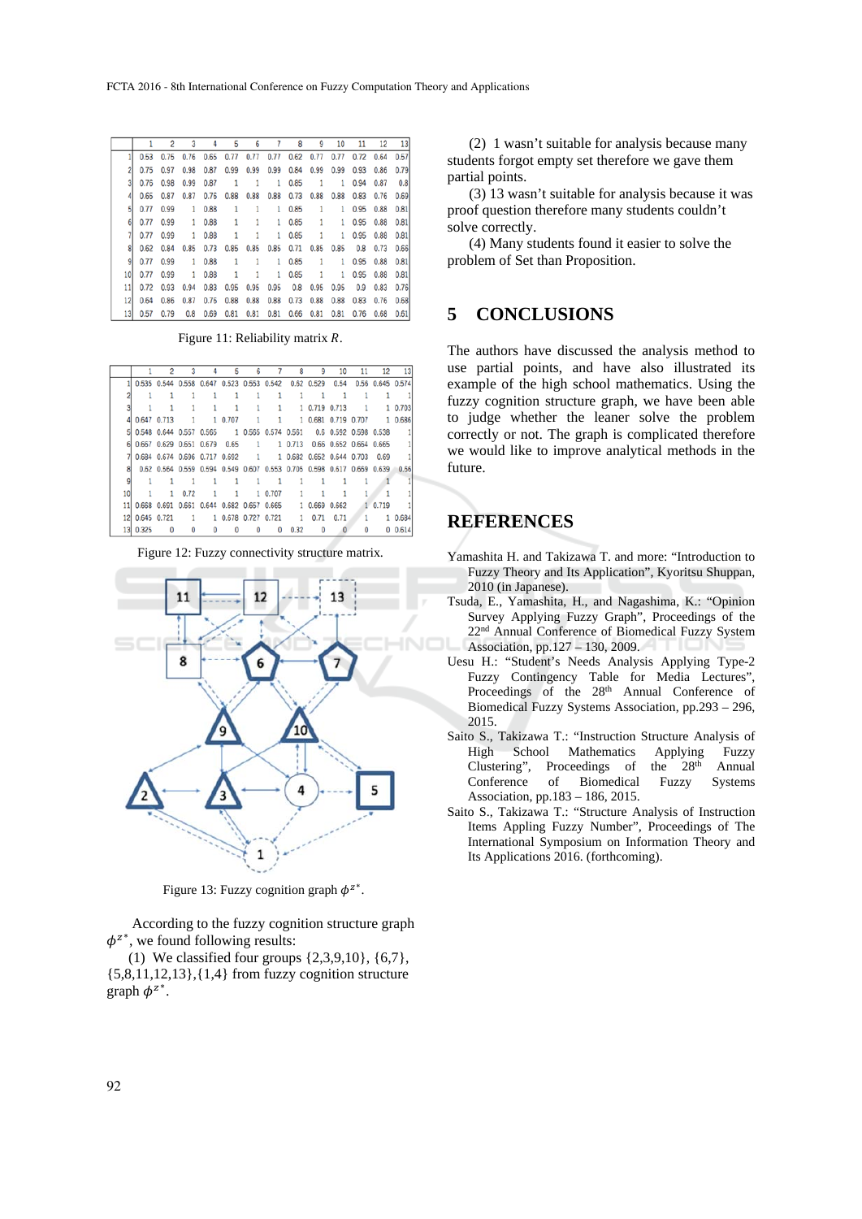| | 1 | 2 | 3 | 4 | 5 | 6 | 7 | 8 | 9 | 10 | 11 | 12 | 13 |
|---|---|---|---|---|---|---|---|---|---|---|---|---|---|
| 1 | 0.53 | 0.75 | 0.76 | 0.65 | 0.77 | 0.77 | 0.77 | 0.62 | 0.77 | 0.77 | 0.72 | 0.64 | 0.57 |
| 2 | 0.75 | 0.97 | 0.98 | 0.87 | 0.99 | 0.99 | 0.99 | 0.84 | 0.99 | 0.99 | 0.93 | 0.86 | 0.79 |
| 3 | 0.76 | 0.98 | 0.99 | 0.87 | 1 | 1 | 1 | 0.85 | 1 | 1 | 0.94 | 0.87 | 0.8 |
| 4 | 0.65 | 0.87 | 0.87 | 0.76 | 0.88 | 0.88 | 0.88 | 0.73 | 0.88 | 0.88 | 0.83 | 0.76 | 0.69 |
| 5 | 0.77 | 0.99 | 1 | 0.88 | 1 | 1 | 1 | 0.85 | 1 | 1 | 0.95 | 0.88 | 0.81 |
| 6 | 0.77 | 0.99 | 1 | 0.88 | 1 | 1 | 1 | 0.85 | 1 | 1 | 0.95 | 0.88 | 0.81 |
| 7 | 0.77 | 0.99 | 1 | 0.88 | 1 | 1 | 1 | 0.85 | 1 | 1 | 0.95 | 0.88 | 0.81 |
| 8 | 0.62 | 0.84 | 0.85 | 0.73 | 0.85 | 0.85 | 0.85 | 0.71 | 0.85 | 0.85 | 0.8 | 0.73 | 0.66 |
| 9 | 0.77 | 0.99 | 1 | 0.88 | 1 | 1 | 1 | 0.85 | 1 | 1 | 0.95 | 0.88 | 0.81 |
| 10 | 0.77 | 0.99 | 1 | 0.88 | 1 | 1 | 1 | 0.85 | 1 | 1 | 0.95 | 0.88 | 0.81 |
| 11 | 0.72 | 0.93 | 0.94 | 0.83 | 0.95 | 0.95 | 0.95 | 0.8 | 0.95 | 0.95 | 0.9 | 0.83 | 0.76 |
| 12 | 0.64 | 0.86 | 0.87 | 0.76 | 0.88 | 0.88 | 0.88 | 0.73 | 0.88 | 0.88 | 0.83 | 0.76 | 0.68 |
| 13 | 0.57 | 0.79 | 0.8 | 0.69 | 0.81 | 0.81 | 0.81 | 0.66 | 0.81 | 0.81 | 0.76 | 0.68 | 0.61 |

Figure 11: Reliability matrix $R$.

| | 1 | 2 | 3 | 4 | 5 | 6 | 7 | 8 | 9 | 10 | 11 | 12 | 13 |
|---|---|---|---|---|---|---|---|---|---|---|---|---|---|
| 1 | 0.535 | 0.544 | 0.558 | 0.647 | 0.523 | 0.553 | 0.542 | 0.62 | 0.529 | 0.54 | 0.56 | 0.645 | 0.574 |
| 2 | 1 | 1 | 1 | 1 | 1 | 1 | 1 | 1 | 1 | 1 | 1 | 1 | 1 |
| 3 | 1 | 1 | 1 | 1 | 1 | 1 | 1 | 1 | 0.719 | 0.713 | 1 | 1 | 0.703 |
| 4 | 0.647 | 0.713 | 1 | 1 | 0.707 | 1 | 1 | 1 | 0.681 | 0.719 | 0.707 | 1 | 0.686 |
| 5 | 0.548 | 0.644 | 0.557 | 0.565 | 1 | 0.565 | 0.574 | 0.561 | 0.6 | 0.592 | 0.598 | 0.538 | 1 |
| 6 | 0.657 | 0.629 | 0.651 | 0.679 | 0.65 | 1 | 1 | 0.713 | 0.66 | 0.652 | 0.664 | 0.665 | 1 |
| 7 | 0.684 | 0.674 | 0.696 | 0.717 | 0.692 | 1 | 1 | 0.682 | 0.652 | 0.644 | 0.703 | 0.69 | 1 |
| 8 | 0.62 | 0.564 | 0.559 | 0.594 | 0.549 | 0.607 | 0.553 | 0.705 | 0.598 | 0.617 | 0.669 | 0.639 | 0.66 |
| 9 | 1 | 1 | 1 | 1 | 1 | 1 | 1 | 1 | 1 | 1 | 1 | 1 | 1 |
| 10 | 1 | 1 | 0.72 | 1 | 1 | 1 | 0.707 | 1 | 1 | 1 | 1 | 1 | 1 |
| 11 | 0.668 | 0.691 | 0.661 | 0.644 | 0.682 | 0.657 | 0.665 | 1 | 0.669 | 0.662 | 1 | 0.719 | 1 |
| 12 | 0.645 | 0.721 | 1 | 1 | 0.678 | 0.727 | 0.721 | 1 | 0.71 | 0.71 | 1 | 1 | 0.684 |
| 13 | 0.325 | 0 | 0 | 0 | 0 | 0 | 0 | 0.32 | 0 | 0 | 0 | 0 | 0.614 |

Figure 12: Fuzzy connectivity structure matrix.

11 12 13
8 6 7
9 10
2 3 4 5
1

Figure 13: Fuzzy cognition graph $\phi^{z^*}$.

According to the fuzzy cognition structure graph $\phi^{z^*}$, we found following results:

(1) We classified four groups {2,3,9,10}, {6,7}, {5,8,11,12,13},{1,4} from fuzzy cognition structure graph $\phi^{z^*}$.

(2) 1 wasn't suitable for analysis because many students forgot empty set therefore we gave them partial points.

(3) 13 wasn't suitable for analysis because it was proof question therefore many students couldn't solve correctly.

(4) Many students found it easier to solve the problem of Set than Proposition.

## 5 CONCLUSIONS

The authors have discussed the analysis method to use partial points, and have also illustrated its example of the high school mathematics. Using the fuzzy cognition structure graph, we have been able to judge whether the leaner solve the problem correctly or not. The graph is complicated therefore we would like to improve analytical methods in the future.

## REFERENCES

Yamashita H. and Takizawa T. and more: "Introduction to Fuzzy Theory and Its Application", Kyoritsu Shuppan, 2010 (in Japanese).

Tsuda, E., Yamashita, H., and Nagashima, K.: "Opinion Survey Applying Fuzzy Graph", Proceedings of the 22nd Annual Conference of Biomedical Fuzzy System Association, pp.127 – 130, 2009.

Uesu H.: "Student's Needs Analysis Applying Type-2 Fuzzy Contingency Table for Media Lectures", Proceedings of the 28th Annual Conference of Biomedical Fuzzy Systems Association, pp.293 – 296, 2015.

Saito S., Takizawa T.: "Instruction Structure Analysis of High School Mathematics Applying Fuzzy Clustering", Proceedings of the 28th Annual Conference of Biomedical Fuzzy Systems Association, pp.183 – 186, 2015.

Saito S., Takizawa T.: "Structure Analysis of Instruction Items Appling Fuzzy Number", Proceedings of The International Symposium on Information Theory and Its Applications 2016. (forthcoming).